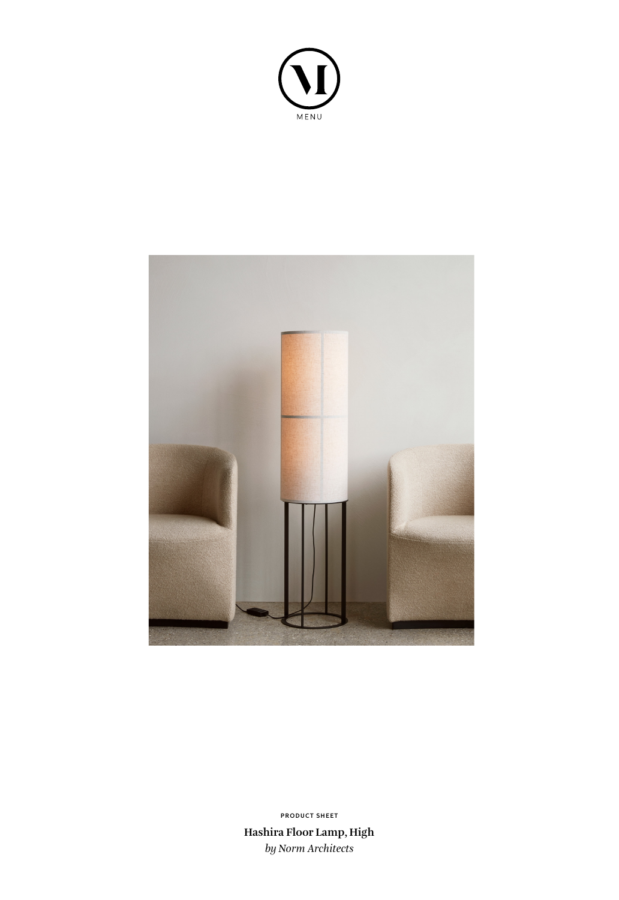MENU

PRODUCT SHEET

**Hashira Floor Lamp, High**

*by Norm Architects*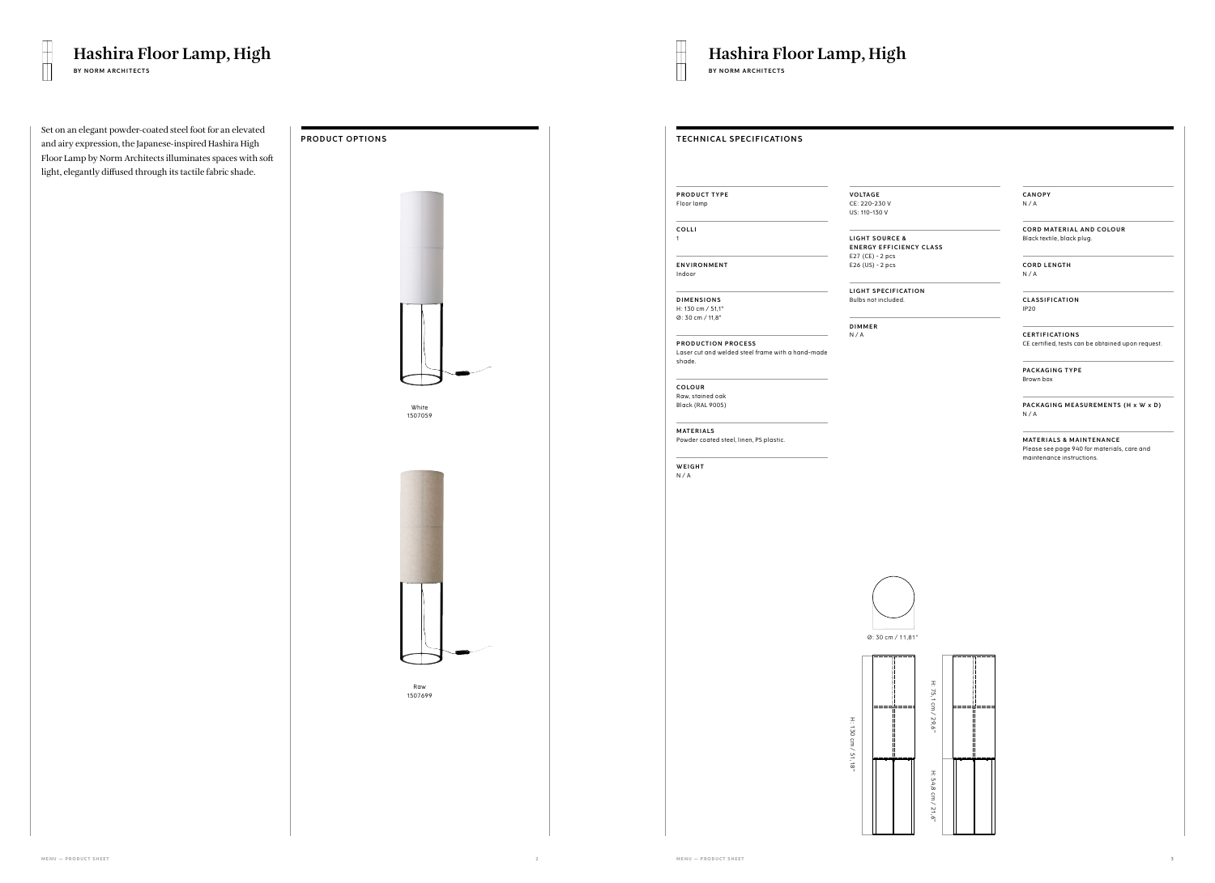# Hashira Floor Lamp, High

BY NORM ARCHITECTS

Set on an elegant powder-coated steel foot for an elevated and airy expression, the Japanese-inspired Hashira High Floor Lamp by Norm Architects illuminates spaces with soft light, elegantly diffused through its tactile fabric shade.

## PRODUCT OPTIONS

White
1507059

Raw
1507699

# Hashira Floor Lamp, High

BY NORM ARCHITECTS

## TECHNICAL SPECIFICATIONS

**PRODUCT TYPE**
Floor lamp

**COLLI**
1

**ENVIRONMENT**
Indoor

**DIMENSIONS**
H: 130 cm / 51,1"
Ø: 30 cm / 11,8"

**PRODUCTION PROCESS**
Laser cut and welded steel frame with a hand-made shade.

**COLOUR**
Raw, stained oak
Black (RAL 9005)

**MATERIALS**
Powder coated steel, linen, PS plastic.

**WEIGHT**
N / A

**VOLTAGE**
CE: 220-230 V
US: 110-130 V

**LIGHT SOURCE & ENERGY EFFICIENCY CLASS**
E27 (CE) - 2 pcs
E26 (US) - 2 pcs

**LIGHT SPECIFICATION**
Bulbs not included.

**DIMMER**
N / A

**CANOPY**
N / A

**CORD MATERIAL AND COLOUR**
Black textile, black plug.

**CORD LENGTH**
N / A

**CLASSIFICATION**
IP20

**CERTIFICATIONS**
CE certified, tests can be obtained upon request.

**PACKAGING TYPE**
Brown box

**PACKAGING MEASUREMENTS (H x W x D)**
N / A

**MATERIALS & MAINTENANCE**
Please see page 940 for materials, care and maintenance instructions.

Ø: 30 cm / 11,81"

H: 130 cm / 51,18"

H: 75,1 cm / 29,6"

H: 54,8 cm / 21,6"